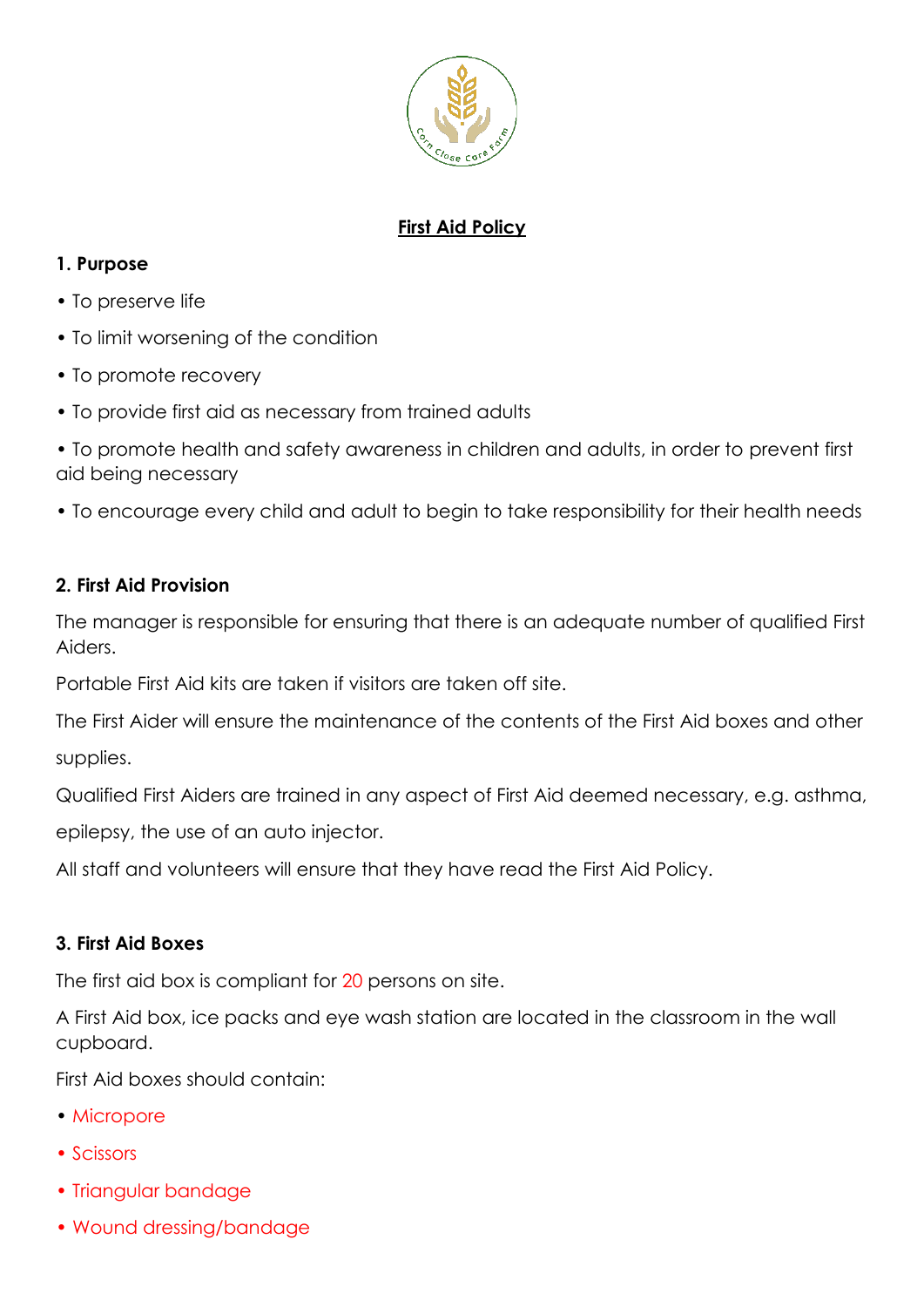# First Aid Policy

## 1. Purpose

• To preserve life

• To limit worsening of the condition

• To promote recovery

• To provide first aid as necessary from trained adults

• To promote health and safety awareness in children and adults, in order to prevent first aid being necessary

• To encourage every child and adult to begin to take responsibility for their health needs

## 2. First Aid Provision

The manager is responsible for ensuring that there is an adequate number of qualified First Aiders.

Portable First Aid kits are taken if visitors are taken off site.

The First Aider will ensure the maintenance of the contents of the First Aid boxes and other supplies.

Qualified First Aiders are trained in any aspect of First Aid deemed necessary, e.g. asthma, epilepsy, the use of an auto injector.

All staff and volunteers will ensure that they have read the First Aid Policy.

## 3. First Aid Boxes

The first aid box is compliant for 20 persons on site.

A First Aid box, ice packs and eye wash station are located in the classroom in the wall cupboard.

First Aid boxes should contain:

• Micropore

• Scissors

• Triangular bandage

• Wound dressing/bandage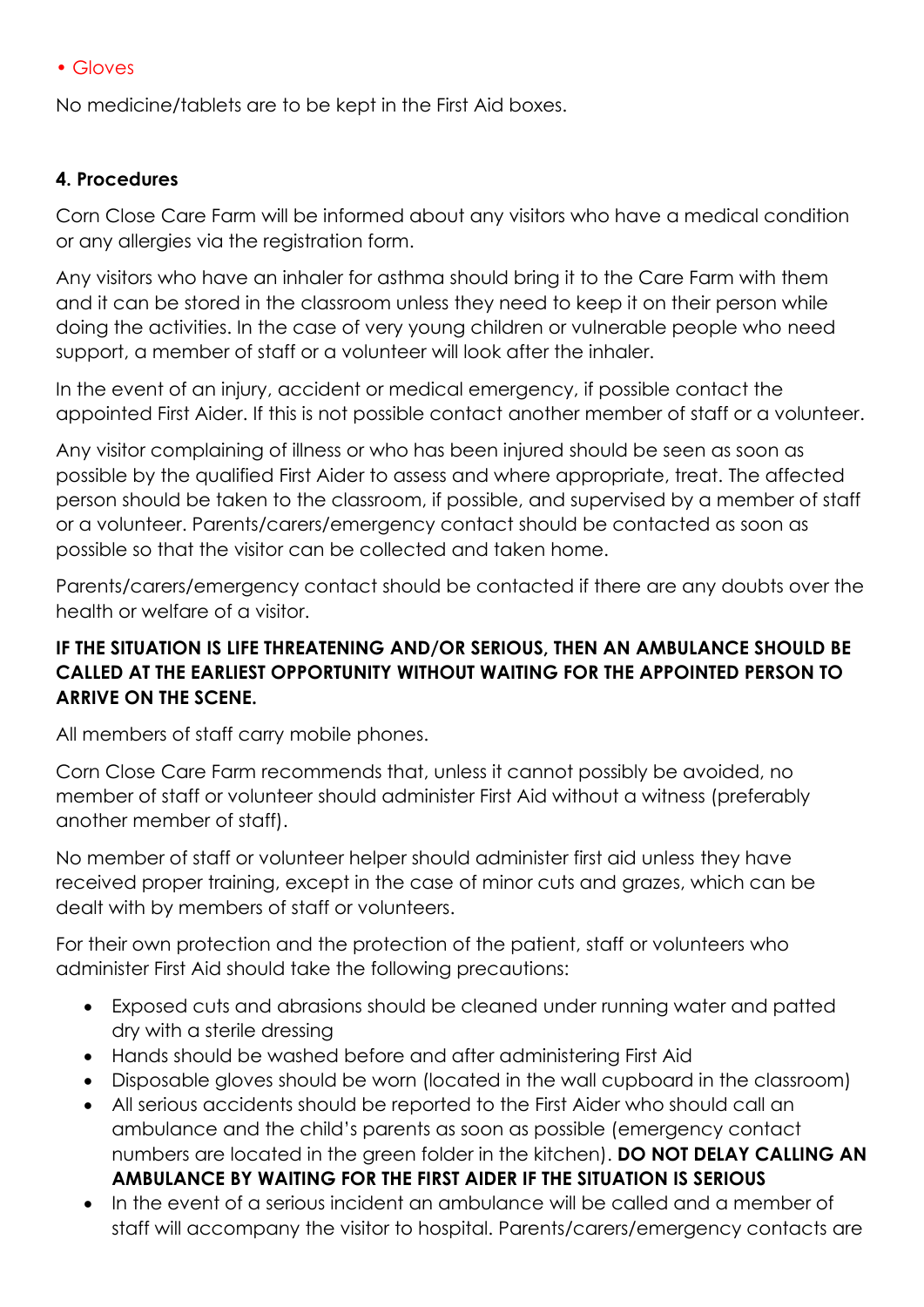- Gloves

No medicine/tablets are to be kept in the First Aid boxes.

### 4. Procedures

Corn Close Care Farm will be informed about any visitors who have a medical condition or any allergies via the registration form.

Any visitors who have an inhaler for asthma should bring it to the Care Farm with them and it can be stored in the classroom unless they need to keep it on their person while doing the activities. In the case of very young children or vulnerable people who need support, a member of staff or a volunteer will look after the inhaler.

In the event of an injury, accident or medical emergency, if possible contact the appointed First Aider. If this is not possible contact another member of staff or a volunteer.

Any visitor complaining of illness or who has been injured should be seen as soon as possible by the qualified First Aider to assess and where appropriate, treat. The affected person should be taken to the classroom, if possible, and supervised by a member of staff or a volunteer. Parents/carers/emergency contact should be contacted as soon as possible so that the visitor can be collected and taken home.

Parents/carers/emergency contact should be contacted if there are any doubts over the health or welfare of a visitor.

**IF THE SITUATION IS LIFE THREATENING AND/OR SERIOUS, THEN AN AMBULANCE SHOULD BE CALLED AT THE EARLIEST OPPORTUNITY WITHOUT WAITING FOR THE APPOINTED PERSON TO ARRIVE ON THE SCENE.**

All members of staff carry mobile phones.

Corn Close Care Farm recommends that, unless it cannot possibly be avoided, no member of staff or volunteer should administer First Aid without a witness (preferably another member of staff).

No member of staff or volunteer helper should administer first aid unless they have received proper training, except in the case of minor cuts and grazes, which can be dealt with by members of staff or volunteers.

For their own protection and the protection of the patient, staff or volunteers who administer First Aid should take the following precautions:

- Exposed cuts and abrasions should be cleaned under running water and patted dry with a sterile dressing
- Hands should be washed before and after administering First Aid
- Disposable gloves should be worn (located in the wall cupboard in the classroom)
- All serious accidents should be reported to the First Aider who should call an ambulance and the child's parents as soon as possible (emergency contact numbers are located in the green folder in the kitchen). **DO NOT DELAY CALLING AN AMBULANCE BY WAITING FOR THE FIRST AIDER IF THE SITUATION IS SERIOUS**
- In the event of a serious incident an ambulance will be called and a member of staff will accompany the visitor to hospital. Parents/carers/emergency contacts are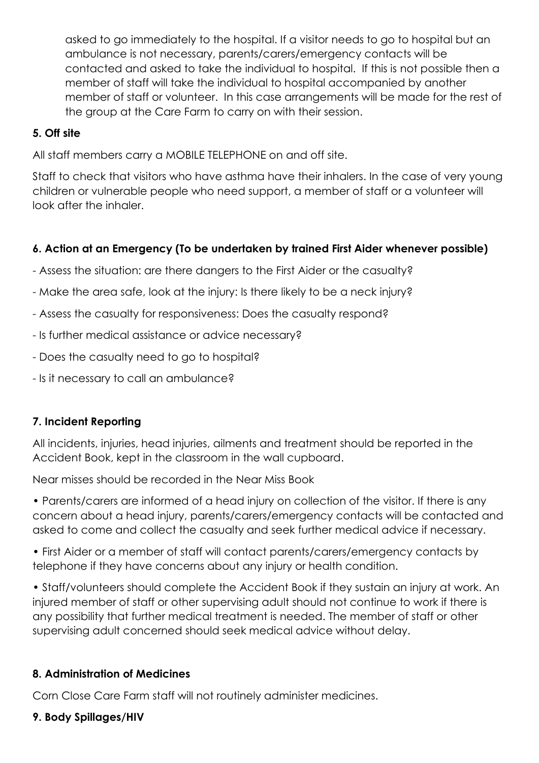asked to go immediately to the hospital. If a visitor needs to go to hospital but an ambulance is not necessary, parents/carers/emergency contacts will be contacted and asked to take the individual to hospital. If this is not possible then a member of staff will take the individual to hospital accompanied by another member of staff or volunteer. In this case arrangements will be made for the rest of the group at the Care Farm to carry on with their session.

**5. Off site**

All staff members carry a MOBILE TELEPHONE on and off site.

Staff to check that visitors who have asthma have their inhalers. In the case of very young children or vulnerable people who need support, a member of staff or a volunteer will look after the inhaler.

**6. Action at an Emergency (To be undertaken by trained First Aider whenever possible)**

- Assess the situation: are there dangers to the First Aider or the casualty?
- Make the area safe, look at the injury: Is there likely to be a neck injury?
- Assess the casualty for responsiveness: Does the casualty respond?
- Is further medical assistance or advice necessary?
- Does the casualty need to go to hospital?
- Is it necessary to call an ambulance?

**7. Incident Reporting**

All incidents, injuries, head injuries, ailments and treatment should be reported in the Accident Book, kept in the classroom in the wall cupboard.

Near misses should be recorded in the Near Miss Book

- Parents/carers are informed of a head injury on collection of the visitor. If there is any concern about a head injury, parents/carers/emergency contacts will be contacted and asked to come and collect the casualty and seek further medical advice if necessary.
- First Aider or a member of staff will contact parents/carers/emergency contacts by telephone if they have concerns about any injury or health condition.
- Staff/volunteers should complete the Accident Book if they sustain an injury at work. An injured member of staff or other supervising adult should not continue to work if there is any possibility that further medical treatment is needed. The member of staff or other supervising adult concerned should seek medical advice without delay.

**8. Administration of Medicines**

Corn Close Care Farm staff will not routinely administer medicines.

**9. Body Spillages/HIV**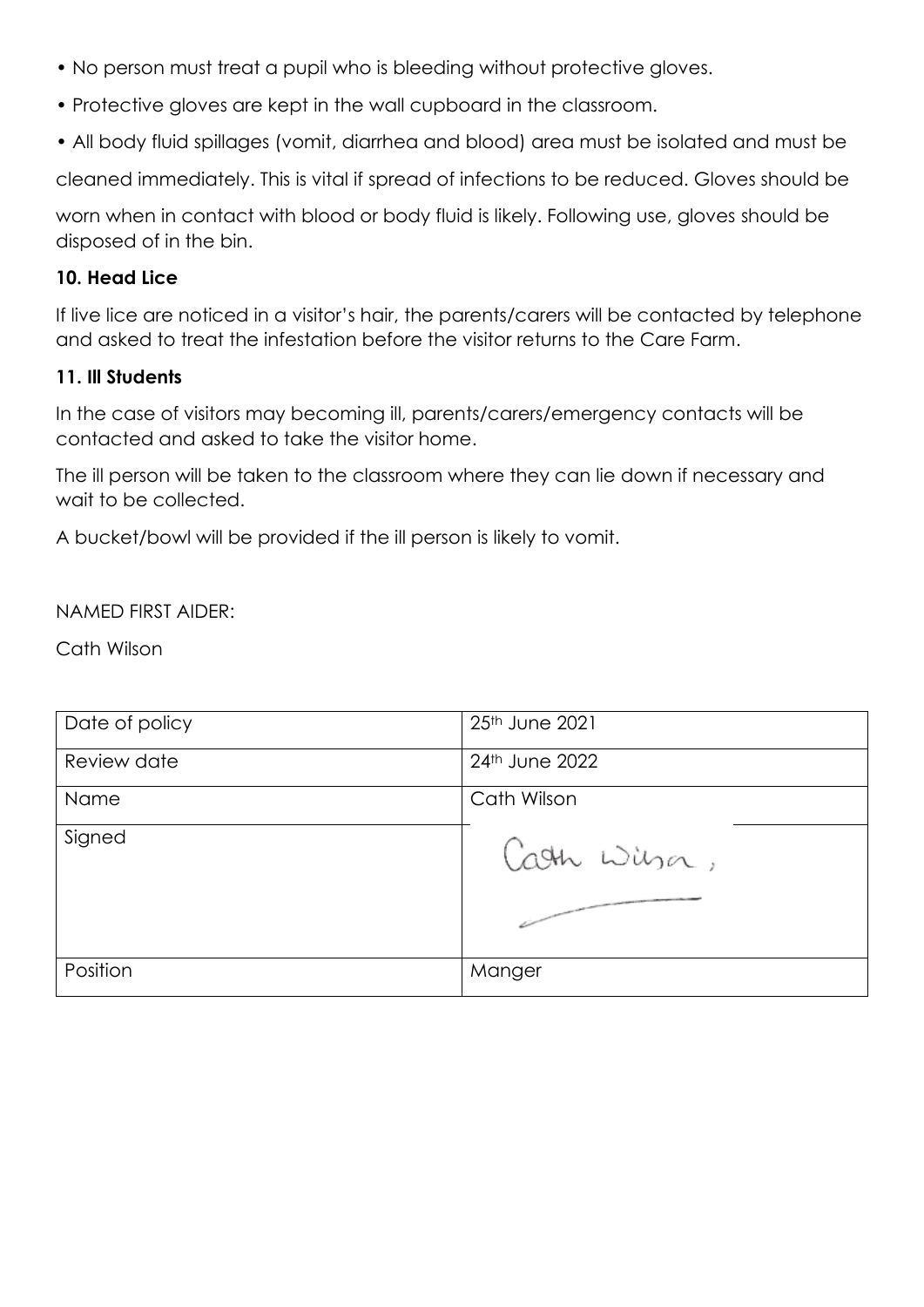- No person must treat a pupil who is bleeding without protective gloves.
- Protective gloves are kept in the wall cupboard in the classroom.
- All body fluid spillages (vomit, diarrhea and blood) area must be isolated and must be cleaned immediately. This is vital if spread of infections to be reduced. Gloves should be worn when in contact with blood or body fluid is likely. Following use, gloves should be disposed of in the bin.

**10. Head Lice**

If live lice are noticed in a visitor's hair, the parents/carers will be contacted by telephone and asked to treat the infestation before the visitor returns to the Care Farm.

**11. Ill Students**

In the case of visitors may becoming ill, parents/carers/emergency contacts will be contacted and asked to take the visitor home.

The ill person will be taken to the classroom where they can lie down if necessary and wait to be collected.

A bucket/bowl will be provided if the ill person is likely to vomit.

NAMED FIRST AIDER:

Cath Wilson

| | |
|---|---|
| Date of policy | 25th June 2021 |
| Review date | 24th June 2022 |
| Name | Cath Wilson |
| Signed | Cath Wilson, |
| Position | Manger |